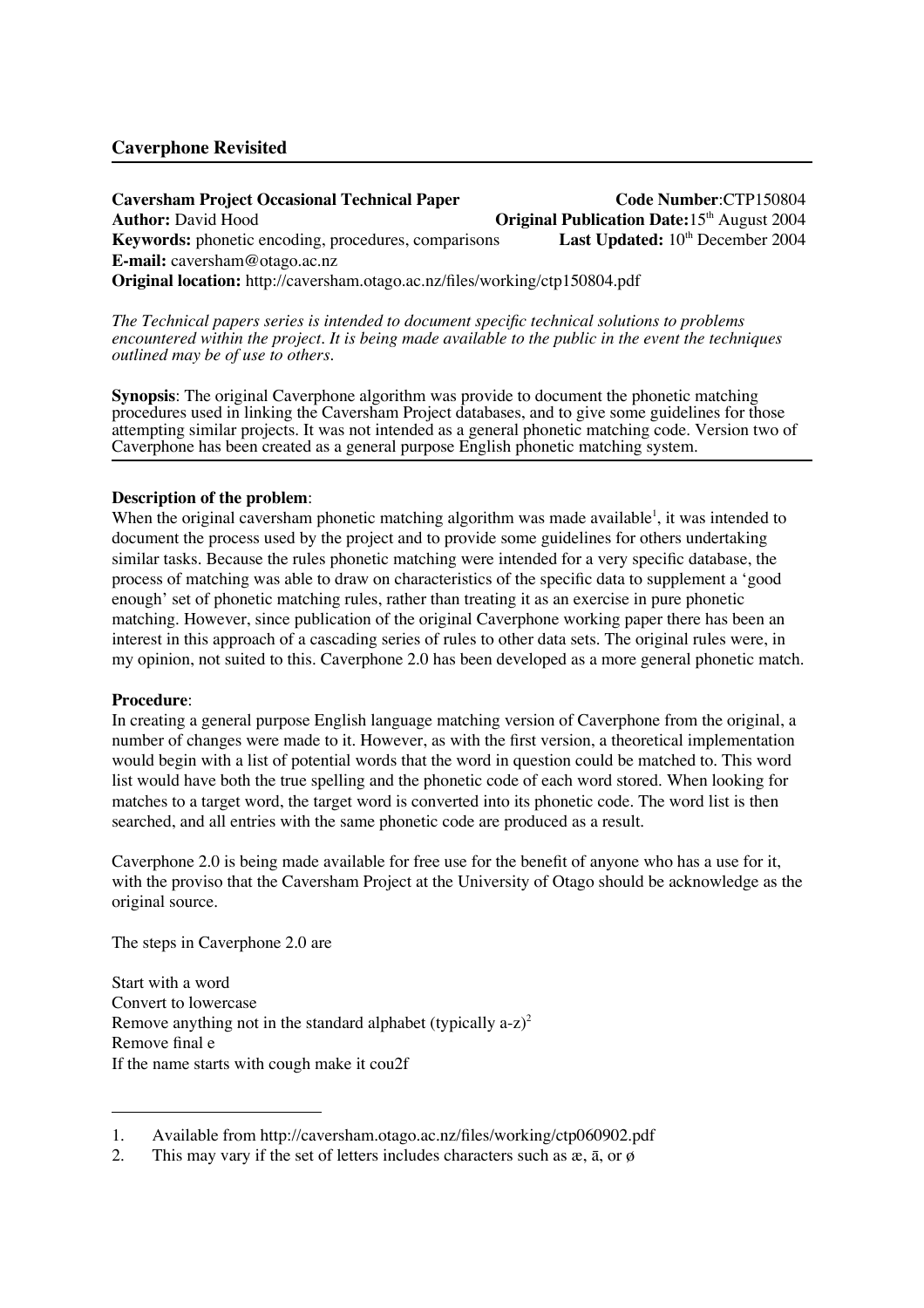## Caverphone Revisited

**Caversham Project Occasional Technical Paper** **Code Number**:CTP150804
**Author:** David Hood **Original Publication Date:**15th August 2004
**Keywords:** phonetic encoding, procedures, comparisons **Last Updated:** 10th December 2004
**E-mail:** caversham@otago.ac.nz
**Original location:** http://caversham.otago.ac.nz/files/working/ctp150804.pdf

*The Technical papers series is intended to document specific technical solutions to problems encountered within the project. It is being made available to the public in the event the techniques outlined may be of use to others.*

**Synopsis**: The original Caverphone algorithm was provide to document the phonetic matching procedures used in linking the Caversham Project databases, and to give some guidelines for those attempting similar projects. It was not intended as a general phonetic matching code. Version two of Caverphone has been created as a general purpose English phonetic matching system.

**Description of the problem**:
When the original caversham phonetic matching algorithm was made available[1], it was intended to document the process used by the project and to provide some guidelines for others undertaking similar tasks. Because the rules phonetic matching were intended for a very specific database, the process of matching was able to draw on characteristics of the specific data to supplement a 'good enough' set of phonetic matching rules, rather than treating it as an exercise in pure phonetic matching. However, since publication of the original Caverphone working paper there has been an interest in this approach of a cascading series of rules to other data sets. The original rules were, in my opinion, not suited to this. Caverphone 2.0 has been developed as a more general phonetic match.

**Procedure**:
In creating a general purpose English language matching version of Caverphone from the original, a number of changes were made to it. However, as with the first version, a theoretical implementation would begin with a list of potential words that the word in question could be matched to. This word list would have both the true spelling and the phonetic code of each word stored. When looking for matches to a target word, the target word is converted into its phonetic code. The word list is then searched, and all entries with the same phonetic code are produced as a result.

Caverphone 2.0 is being made available for free use for the benefit of anyone who has a use for it, with the proviso that the Caversham Project at the University of Otago should be acknowledge as the original source.

The steps in Caverphone 2.0 are

Start with a word
Convert to lowercase
Remove anything not in the standard alphabet (typically a-z)[2]
Remove final e
If the name starts with cough make it cou2f

---

1. Available from http://caversham.otago.ac.nz/files/working/ctp060902.pdf
2. This may vary if the set of letters includes characters such as æ, ā, or ø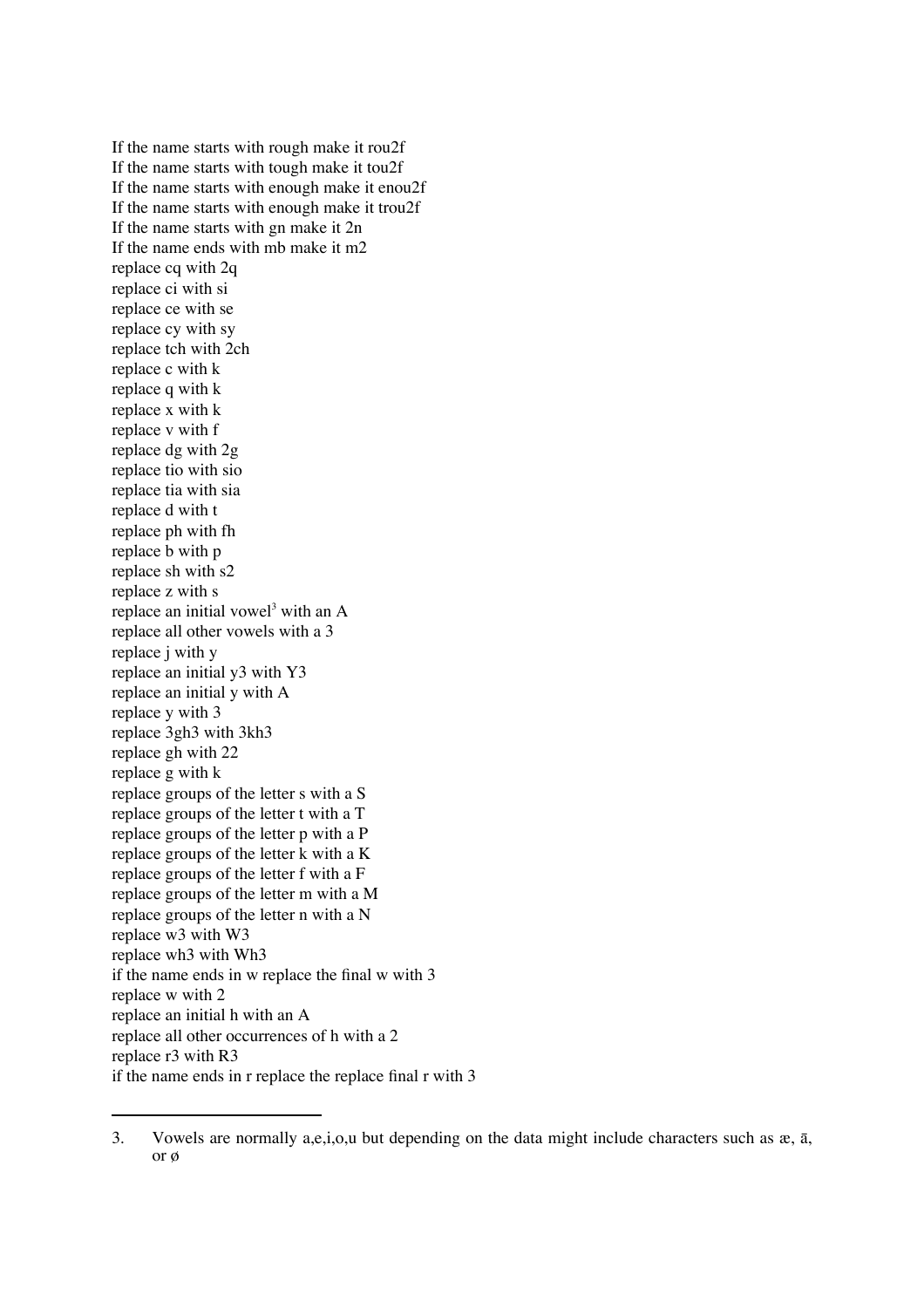If the name starts with rough make it rou2f
If the name starts with tough make it tou2f
If the name starts with enough make it enou2f
If the name starts with enough make it trou2f
If the name starts with gn make it 2n
If the name ends with mb make it m2
replace cq with 2q
replace ci with si
replace ce with se
replace cy with sy
replace tch with 2ch
replace c with k
replace q with k
replace x with k
replace v with f
replace dg with 2g
replace tio with sio
replace tia with sia
replace d with t
replace ph with fh
replace b with p
replace sh with s2
replace z with s
replace an initial vowel[3] with an A
replace all other vowels with a 3
replace j with y
replace an initial y3 with Y3
replace an initial y with A
replace y with 3
replace 3gh3 with 3kh3
replace gh with 22
replace g with k
replace groups of the letter s with a S
replace groups of the letter t with a T
replace groups of the letter p with a P
replace groups of the letter k with a K
replace groups of the letter f with a F
replace groups of the letter m with a M
replace groups of the letter n with a N
replace w3 with W3
replace wh3 with Wh3
if the name ends in w replace the final w with 3
replace w with 2
replace an initial h with an A
replace all other occurrences of h with a 2
replace r3 with R3
if the name ends in r replace the replace final r with 3

---

3. Vowels are normally a,e,i,o,u but depending on the data might include characters such as æ, ā, or ø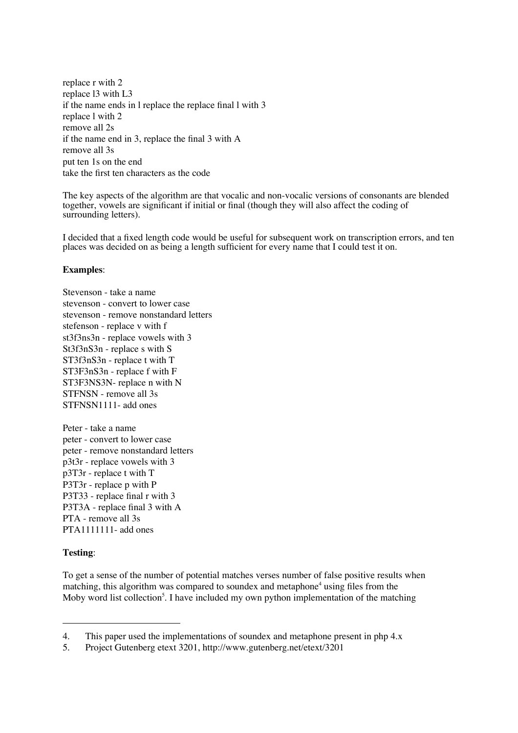replace r with 2
replace l3 with L3
if the name ends in l replace the replace final l with 3
replace l with 2
remove all 2s
if the name end in 3, replace the final 3 with A
remove all 3s
put ten 1s on the end
take the first ten characters as the code

The key aspects of the algorithm are that vocalic and non-vocalic versions of consonants are blended together, vowels are significant if initial or final (though they will also affect the coding of surrounding letters).

I decided that a fixed length code would be useful for subsequent work on transcription errors, and ten places was decided on as being a length sufficient for every name that I could test it on.

**Examples**:

Stevenson - take a name
stevenson - convert to lower case
stevenson - remove nonstandard letters
stefenson - replace v with f
st3f3ns3n - replace vowels with 3
St3f3nS3n - replace s with S
ST3f3nS3n - replace t with T
ST3F3nS3n - replace f with F
ST3F3NS3N- replace n with N
STFNSN - remove all 3s
STFNSN1111- add ones

Peter - take a name
peter - convert to lower case
peter - remove nonstandard letters
p3t3r - replace vowels with 3
p3T3r - replace t with T
P3T3r - replace p with P
P3T33 - replace final r with 3
P3T3A - replace final 3 with A
PTA - remove all 3s
PTA1111111- add ones

**Testing**:

To get a sense of the number of potential matches verses number of false positive results when matching, this algorithm was compared to soundex and metaphone[4] using files from the Moby word list collection[5]. I have included my own python implementation of the matching

4. This paper used the implementations of soundex and metaphone present in php 4.x
5. Project Gutenberg etext 3201, http://www.gutenberg.net/etext/3201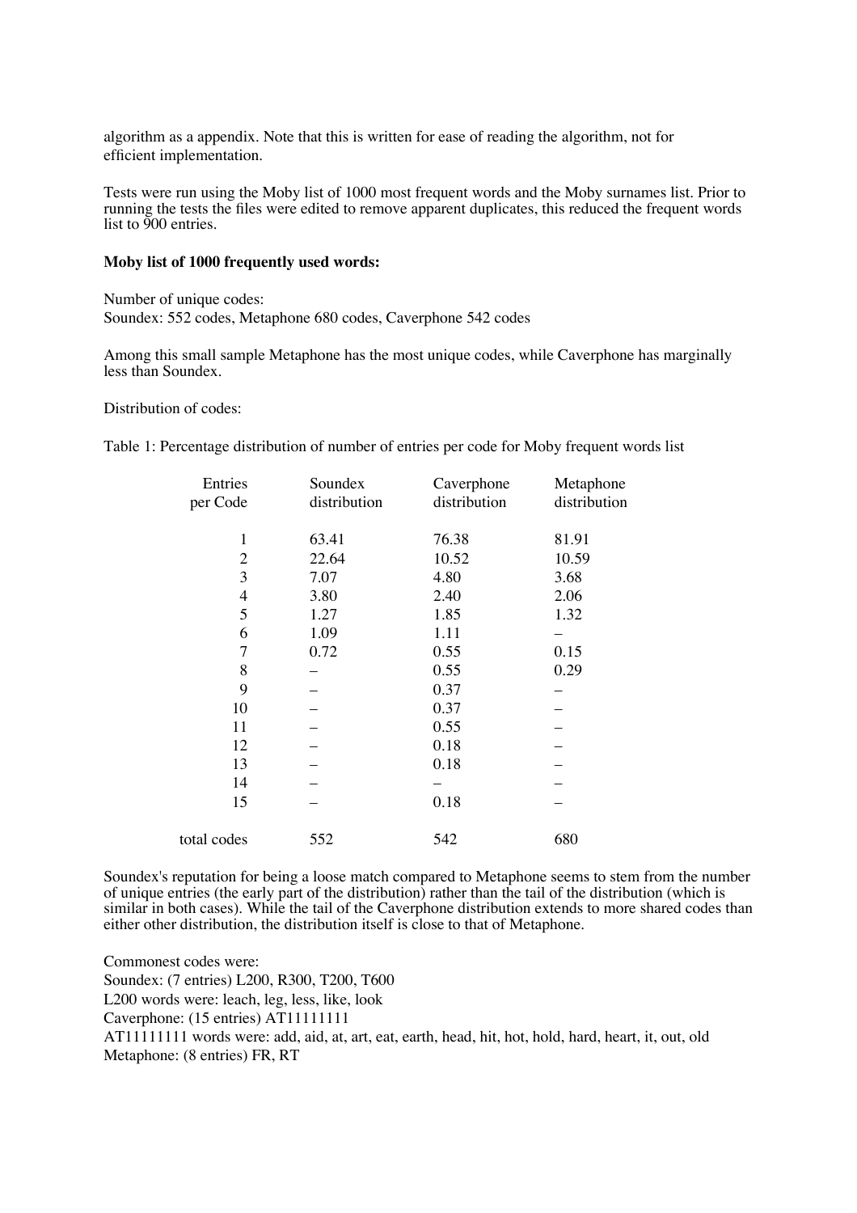algorithm as a appendix. Note that this is written for ease of reading the algorithm, not for efficient implementation.

Tests were run using the Moby list of 1000 most frequent words and the Moby surnames list. Prior to running the tests the files were edited to remove apparent duplicates, this reduced the frequent words list to 900 entries.

**Moby list of 1000 frequently used words:**

Number of unique codes:
Soundex: 552 codes, Metaphone 680 codes, Caverphone 542 codes

Among this small sample Metaphone has the most unique codes, while Caverphone has marginally less than Soundex.

Distribution of codes:

Table 1: Percentage distribution of number of entries per code for Moby frequent words list

| Entries per Code | Soundex distribution | Caverphone distribution | Metaphone distribution |
|---|---|---|---|
| 1 | 63.41 | 76.38 | 81.91 |
| 2 | 22.64 | 10.52 | 10.59 |
| 3 | 7.07 | 4.80 | 3.68 |
| 4 | 3.80 | 2.40 | 2.06 |
| 5 | 1.27 | 1.85 | 1.32 |
| 6 | 1.09 | 1.11 | – |
| 7 | 0.72 | 0.55 | 0.15 |
| 8 | – | 0.55 | 0.29 |
| 9 | – | 0.37 | – |
| 10 | – | 0.37 | – |
| 11 | – | 0.55 | – |
| 12 | – | 0.18 | – |
| 13 | – | 0.18 | – |
| 14 | – | – | – |
| 15 | – | 0.18 | – |
| total codes | 552 | 542 | 680 |

Soundex's reputation for being a loose match compared to Metaphone seems to stem from the number of unique entries (the early part of the distribution) rather than the tail of the distribution (which is similar in both cases). While the tail of the Caverphone distribution extends to more shared codes than either other distribution, the distribution itself is close to that of Metaphone.

Commonest codes were:
Soundex: (7 entries) L200, R300, T200, T600
L200 words were: leach, leg, less, like, look
Caverphone: (15 entries) AT11111111
AT11111111 words were: add, aid, at, art, eat, earth, head, hit, hot, hold, hard, heart, it, out, old
Metaphone: (8 entries) FR, RT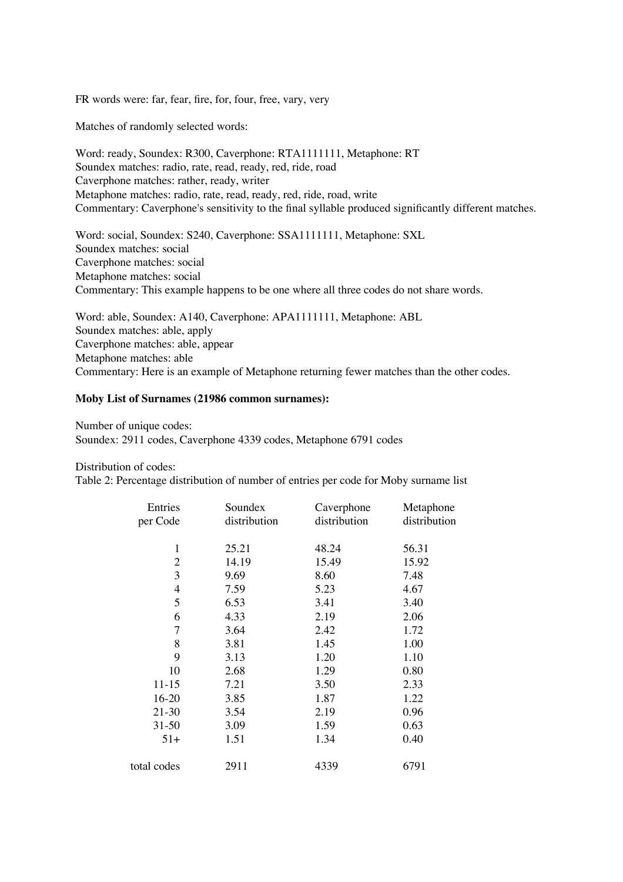FR words were: far, fear, fire, for, four, free, vary, very

Matches of randomly selected words:

Word: ready, Soundex: R300, Caverphone: RTA1111111, Metaphone: RT
Soundex matches: radio, rate, read, ready, red, ride, road
Caverphone matches: rather, ready, writer
Metaphone matches: radio, rate, read, ready, red, ride, road, write
Commentary: Caverphone's sensitivity to the final syllable produced significantly different matches.

Word: social, Soundex: S240, Caverphone: SSA1111111, Metaphone: SXL
Soundex matches: social
Caverphone matches: social
Metaphone matches: social
Commentary: This example happens to be one where all three codes do not share words.

Word: able, Soundex: A140, Caverphone: APA1111111, Metaphone: ABL
Soundex matches: able, apply
Caverphone matches: able, appear
Metaphone matches: able
Commentary: Here is an example of Metaphone returning fewer matches than the other codes.

**Moby List of Surnames (21986 common surnames):**

Number of unique codes:
Soundex: 2911 codes, Caverphone 4339 codes, Metaphone 6791 codes

Distribution of codes:
Table 2: Percentage distribution of number of entries per code for Moby surname list

| Entries per Code | Soundex distribution | Caverphone distribution | Metaphone distribution |
|---|---|---|---|
| 1 | 25.21 | 48.24 | 56.31 |
| 2 | 14.19 | 15.49 | 15.92 |
| 3 | 9.69 | 8.60 | 7.48 |
| 4 | 7.59 | 5.23 | 4.67 |
| 5 | 6.53 | 3.41 | 3.40 |
| 6 | 4.33 | 2.19 | 2.06 |
| 7 | 3.64 | 2.42 | 1.72 |
| 8 | 3.81 | 1.45 | 1.00 |
| 9 | 3.13 | 1.20 | 1.10 |
| 10 | 2.68 | 1.29 | 0.80 |
| 11-15 | 7.21 | 3.50 | 2.33 |
| 16-20 | 3.85 | 1.87 | 1.22 |
| 21-30 | 3.54 | 2.19 | 0.96 |
| 31-50 | 3.09 | 1.59 | 0.63 |
| 51+ | 1.51 | 1.34 | 0.40 |
| total codes | 2911 | 4339 | 6791 |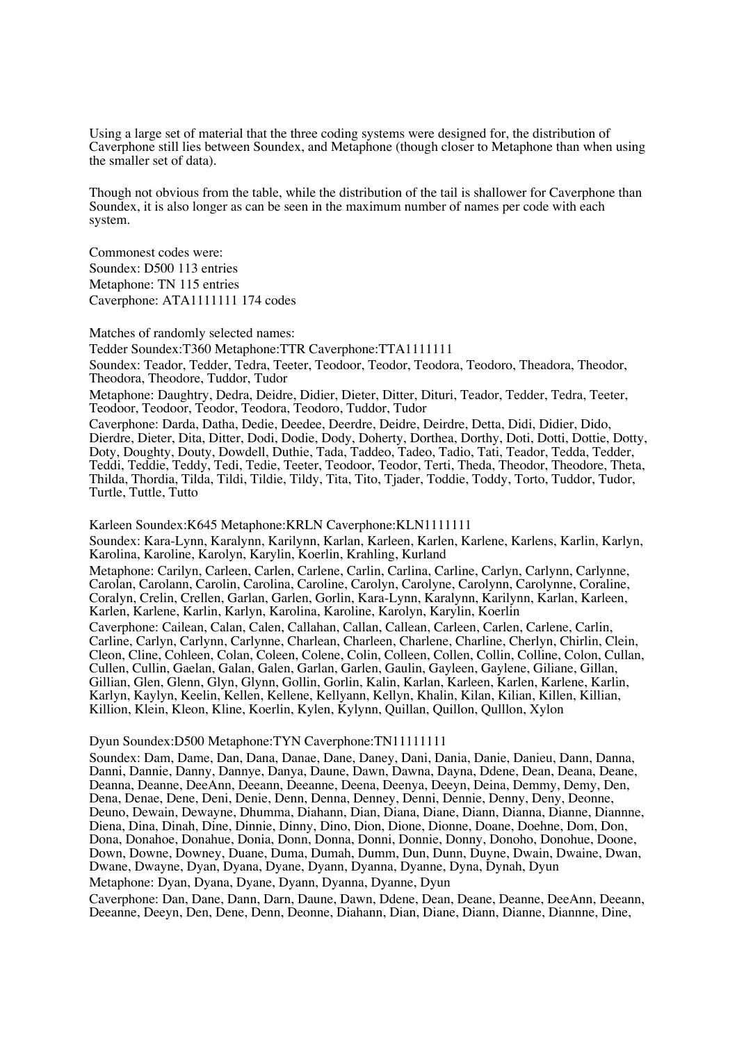Using a large set of material that the three coding systems were designed for, the distribution of Caverphone still lies between Soundex, and Metaphone (though closer to Metaphone than when using the smaller set of data).

Though not obvious from the table, while the distribution of the tail is shallower for Caverphone than Soundex, it is also longer as can be seen in the maximum number of names per code with each system.

Commonest codes were:
Soundex: D500 113 entries
Metaphone: TN 115 entries
Caverphone: ATA1111111 174 codes

Matches of randomly selected names:

Tedder Soundex:T360 Metaphone:TTR Caverphone:TTA1111111

Soundex: Teador, Tedder, Tedra, Teeter, Teodoor, Teodor, Teodora, Teodoro, Theadora, Theodor, Theodora, Theodore, Tuddor, Tudor

Metaphone: Daughtry, Dedra, Deidre, Didier, Dieter, Ditter, Dituri, Teador, Tedder, Tedra, Teeter, Teodoor, Teodoor, Teodor, Teodora, Teodoro, Tuddor, Tudor

Caverphone: Darda, Datha, Dedie, Deedee, Deerdre, Deidre, Deirdre, Detta, Didi, Didier, Dido, Dierdre, Dieter, Dita, Ditter, Dodi, Dodie, Dody, Doherty, Dorthea, Dorthy, Doti, Dotti, Dottie, Dotty, Doty, Doughty, Douty, Dowdell, Duthie, Tada, Taddeo, Tadeo, Tadio, Tati, Teador, Tedda, Tedder, Teddi, Teddie, Teddy, Tedi, Tedie, Teeter, Teodoor, Teodor, Terti, Theda, Theodor, Theodore, Theta, Thilda, Thordia, Tilda, Tildi, Tildie, Tildy, Tita, Tito, Tjader, Toddie, Toddy, Torto, Tuddor, Tudor, Turtle, Tuttle, Tutto

Karleen Soundex:K645 Metaphone:KRLN Caverphone:KLN1111111

Soundex: Kara-Lynn, Karalynn, Karilynn, Karlan, Karleen, Karlen, Karlene, Karlens, Karlin, Karlyn, Karolina, Karoline, Karolyn, Karylin, Koerlin, Krahling, Kurland

Metaphone: Carilyn, Carleen, Carlen, Carlene, Carlin, Carlina, Carline, Carlyn, Carlynn, Carlynne, Carolan, Carolann, Carolin, Carolina, Caroline, Carolyn, Carolyne, Carolynn, Carolynne, Coraline, Coralyn, Crelin, Crellen, Garlan, Garlen, Gorlin, Kara-Lynn, Karalynn, Karilynn, Karlan, Karleen, Karlen, Karlene, Karlin, Karlyn, Karolina, Karoline, Karolyn, Karylin, Koerlin

Caverphone: Cailean, Calan, Calen, Callahan, Callan, Callean, Carleen, Carlen, Carlene, Carlin, Carline, Carlyn, Carlynn, Carlynne, Charlean, Charleen, Charlene, Charline, Cherlyn, Chirlin, Clein, Cleon, Cline, Cohleen, Colan, Coleen, Colene, Colin, Colleen, Collen, Collin, Colline, Colon, Cullan, Cullen, Cullin, Gaelan, Galan, Galen, Garlan, Garlen, Gaulin, Gayleen, Gaylene, Giliane, Gillan, Gillian, Glen, Glenn, Glyn, Glynn, Gollin, Gorlin, Kalin, Karlan, Karleen, Karlen, Karlene, Karlin, Karlyn, Kaylyn, Keelin, Kellen, Kellene, Kellyann, Kellyn, Khalin, Kilan, Kilian, Killen, Killian, Killion, Klein, Kleon, Kline, Koerlin, Kylen, Kylynn, Quillan, Quillon, Qulllon, Xylon

Dyun Soundex:D500 Metaphone:TYN Caverphone:TN11111111

Soundex: Dam, Dame, Dan, Dana, Danae, Dane, Daney, Dani, Dania, Danie, Danieu, Dann, Danna, Danni, Dannie, Danny, Dannye, Danya, Daune, Dawn, Dawna, Dayna, Ddene, Dean, Deana, Deane, Deanna, Deanne, DeeAnn, Deeann, Deeanne, Deena, Deenya, Deeyn, Deina, Demmy, Demy, Den, Dena, Denae, Dene, Deni, Denie, Denn, Denna, Denney, Denni, Dennie, Denny, Deny, Deonne, Deuno, Dewain, Dewayne, Dhumma, Diahann, Dian, Diana, Diane, Diann, Dianna, Dianne, Diannne, Diena, Dina, Dinah, Dine, Dinnie, Dinny, Dino, Dion, Dione, Dionne, Doane, Doehne, Dom, Don, Dona, Donahoe, Donahue, Donia, Donn, Donna, Donni, Donnie, Donny, Donoho, Donohue, Doone, Down, Downe, Downey, Duane, Duma, Dumah, Dumm, Dun, Dunn, Duyne, Dwain, Dwaine, Dwan, Dwane, Dwayne, Dyan, Dyana, Dyane, Dyann, Dyanna, Dyanne, Dyna, Dynah, Dyun

Metaphone: Dyan, Dyana, Dyane, Dyann, Dyanna, Dyanne, Dyun

Caverphone: Dan, Dane, Dann, Darn, Daune, Dawn, Ddene, Dean, Deane, Deanne, DeeAnn, Deeann, Deeanne, Deeyn, Den, Dene, Denn, Deonne, Diahann, Dian, Diane, Diann, Dianne, Diannne, Dine,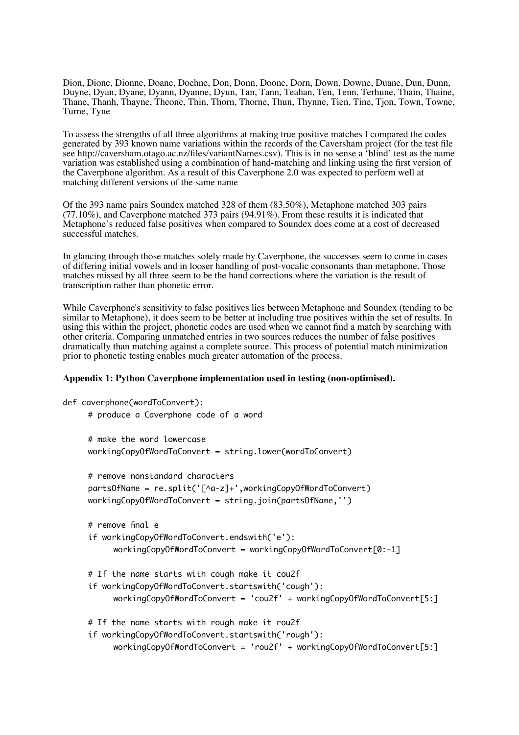Dion, Dione, Dionne, Doane, Doehne, Don, Donn, Doone, Dorn, Down, Downe, Duane, Dun, Dunn, Duyne, Dyan, Dyane, Dyann, Dyanne, Dyun, Tan, Tann, Teahan, Ten, Tenn, Terhune, Thain, Thaine, Thane, Thanh, Thayne, Theone, Thin, Thorn, Thorne, Thun, Thynne, Tien, Tine, Tjon, Town, Towne, Turne, Tyne

To assess the strengths of all three algorithms at making true positive matches I compared the codes generated by 393 known name variations within the records of the Caversham project (for the test file see http://caversham.otago.ac.nz/files/variantNames.csv). This is in no sense a 'blind' test as the name variation was established using a combination of hand-matching and linking using the first version of the Caverphone algorithm. As a result of this Caverphone 2.0 was expected to perform well at matching different versions of the same name

Of the 393 name pairs Soundex matched 328 of them (83.50%), Metaphone matched 303 pairs (77.10%), and Caverphone matched 373 pairs (94.91%). From these results it is indicated that Metaphone's reduced false positives when compared to Soundex does come at a cost of decreased successful matches.

In glancing through those matches solely made by Caverphone, the successes seem to come in cases of differing initial vowels and in looser handling of post-vocalic consonants than metaphone. Those matches missed by all three seem to be the hand corrections where the variation is the result of transcription rather than phonetic error.

While Caverphone's sensitivity to false positives lies between Metaphone and Soundex (tending to be similar to Metaphone), it does seem to be better at including true positives within the set of results. In using this within the project, phonetic codes are used when we cannot find a match by searching with other criteria. Comparing unmatched entries in two sources reduces the number of false positives dramatically than matching against a complete source. This process of potential match minimization prior to phonetic testing enables much greater automation of the process.

**Appendix 1: Python Caverphone implementation used in testing (non-optimised).**

```
def caverphone(wordToConvert):
    # produce a Caverphone code of a word

    # make the word lowercase
    workingCopyOfWordToConvert = string.lower(wordToConvert)

    # remove nonstandard characters
    partsOfName = re.split('[^a-z]+',workingCopyOfWordToConvert)
    workingCopyOfWordToConvert = string.join(partsOfName,'')

    # remove final e
    if workingCopyOfWordToConvert.endswith('e'):
        workingCopyOfWordToConvert = workingCopyOfWordToConvert[0:-1]

    # If the name starts with cough make it cou2f
    if workingCopyOfWordToConvert.startswith('cough'):
        workingCopyOfWordToConvert = 'cou2f' + workingCopyOfWordToConvert[5:]

    # If the name starts with rough make it rou2f
    if workingCopyOfWordToConvert.startswith('rough'):
        workingCopyOfWordToConvert = 'rou2f' + workingCopyOfWordToConvert[5:]
```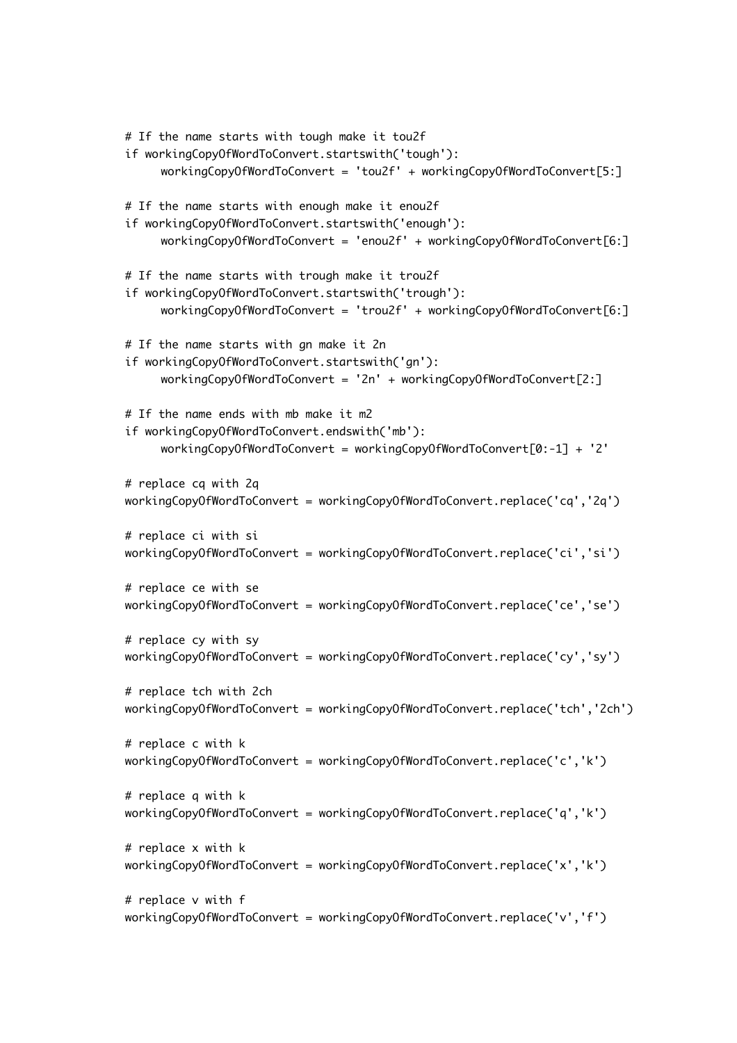```python
# If the name starts with tough make it tou2f
if workingCopyOfWordToConvert.startswith('tough'):
     workingCopyOfWordToConvert = 'tou2f' + workingCopyOfWordToConvert[5:]

# If the name starts with enough make it enou2f
if workingCopyOfWordToConvert.startswith('enough'):
     workingCopyOfWordToConvert = 'enou2f' + workingCopyOfWordToConvert[6:]

# If the name starts with trough make it trou2f
if workingCopyOfWordToConvert.startswith('trough'):
     workingCopyOfWordToConvert = 'trou2f' + workingCopyOfWordToConvert[6:]

# If the name starts with gn make it 2n
if workingCopyOfWordToConvert.startswith('gn'):
     workingCopyOfWordToConvert = '2n' + workingCopyOfWordToConvert[2:]

# If the name ends with mb make it m2
if workingCopyOfWordToConvert.endswith('mb'):
     workingCopyOfWordToConvert = workingCopyOfWordToConvert[0:-1] + '2'

# replace cq with 2q
workingCopyOfWordToConvert = workingCopyOfWordToConvert.replace('cq','2q')

# replace ci with si
workingCopyOfWordToConvert = workingCopyOfWordToConvert.replace('ci','si')

# replace ce with se
workingCopyOfWordToConvert = workingCopyOfWordToConvert.replace('ce','se')

# replace cy with sy
workingCopyOfWordToConvert = workingCopyOfWordToConvert.replace('cy','sy')

# replace tch with 2ch
workingCopyOfWordToConvert = workingCopyOfWordToConvert.replace('tch','2ch')

# replace c with k
workingCopyOfWordToConvert = workingCopyOfWordToConvert.replace('c','k')

# replace q with k
workingCopyOfWordToConvert = workingCopyOfWordToConvert.replace('q','k')

# replace x with k
workingCopyOfWordToConvert = workingCopyOfWordToConvert.replace('x','k')

# replace v with f
workingCopyOfWordToConvert = workingCopyOfWordToConvert.replace('v','f')
```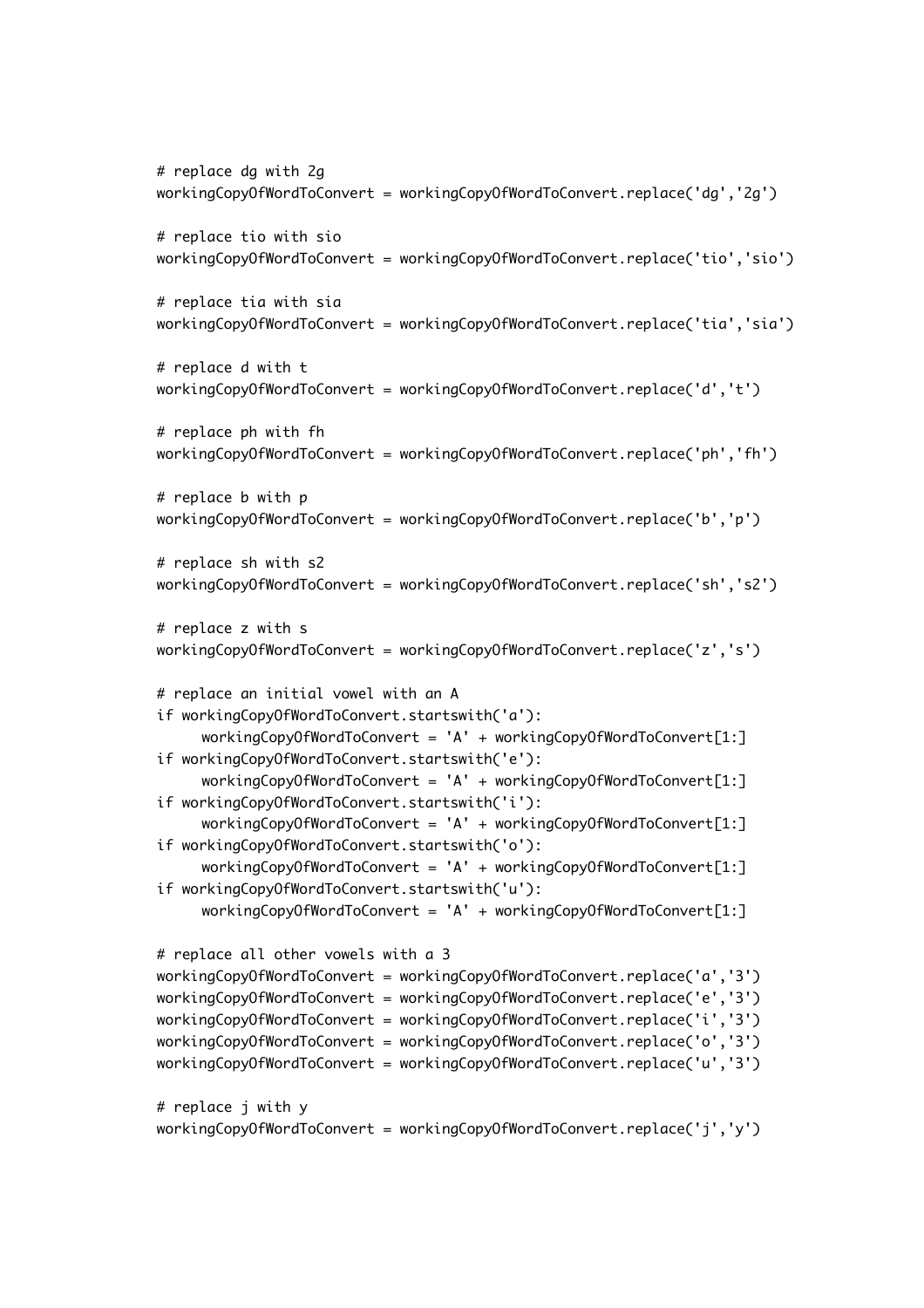```
# replace dg with 2g
workingCopyOfWordToConvert = workingCopyOfWordToConvert.replace('dg','2g')

# replace tio with sio
workingCopyOfWordToConvert = workingCopyOfWordToConvert.replace('tio','sio')

# replace tia with sia
workingCopyOfWordToConvert = workingCopyOfWordToConvert.replace('tia','sia')

# replace d with t
workingCopyOfWordToConvert = workingCopyOfWordToConvert.replace('d','t')

# replace ph with fh
workingCopyOfWordToConvert = workingCopyOfWordToConvert.replace('ph','fh')

# replace b with p
workingCopyOfWordToConvert = workingCopyOfWordToConvert.replace('b','p')

# replace sh with s2
workingCopyOfWordToConvert = workingCopyOfWordToConvert.replace('sh','s2')

# replace z with s
workingCopyOfWordToConvert = workingCopyOfWordToConvert.replace('z','s')

# replace an initial vowel with an A
if workingCopyOfWordToConvert.startswith('a'):
     workingCopyOfWordToConvert = 'A' + workingCopyOfWordToConvert[1:]
if workingCopyOfWordToConvert.startswith('e'):
     workingCopyOfWordToConvert = 'A' + workingCopyOfWordToConvert[1:]
if workingCopyOfWordToConvert.startswith('i'):
     workingCopyOfWordToConvert = 'A' + workingCopyOfWordToConvert[1:]
if workingCopyOfWordToConvert.startswith('o'):
     workingCopyOfWordToConvert = 'A' + workingCopyOfWordToConvert[1:]
if workingCopyOfWordToConvert.startswith('u'):
     workingCopyOfWordToConvert = 'A' + workingCopyOfWordToConvert[1:]

# replace all other vowels with a 3
workingCopyOfWordToConvert = workingCopyOfWordToConvert.replace('a','3')
workingCopyOfWordToConvert = workingCopyOfWordToConvert.replace('e','3')
workingCopyOfWordToConvert = workingCopyOfWordToConvert.replace('i','3')
workingCopyOfWordToConvert = workingCopyOfWordToConvert.replace('o','3')
workingCopyOfWordToConvert = workingCopyOfWordToConvert.replace('u','3')

# replace j with y
workingCopyOfWordToConvert = workingCopyOfWordToConvert.replace('j','y')
```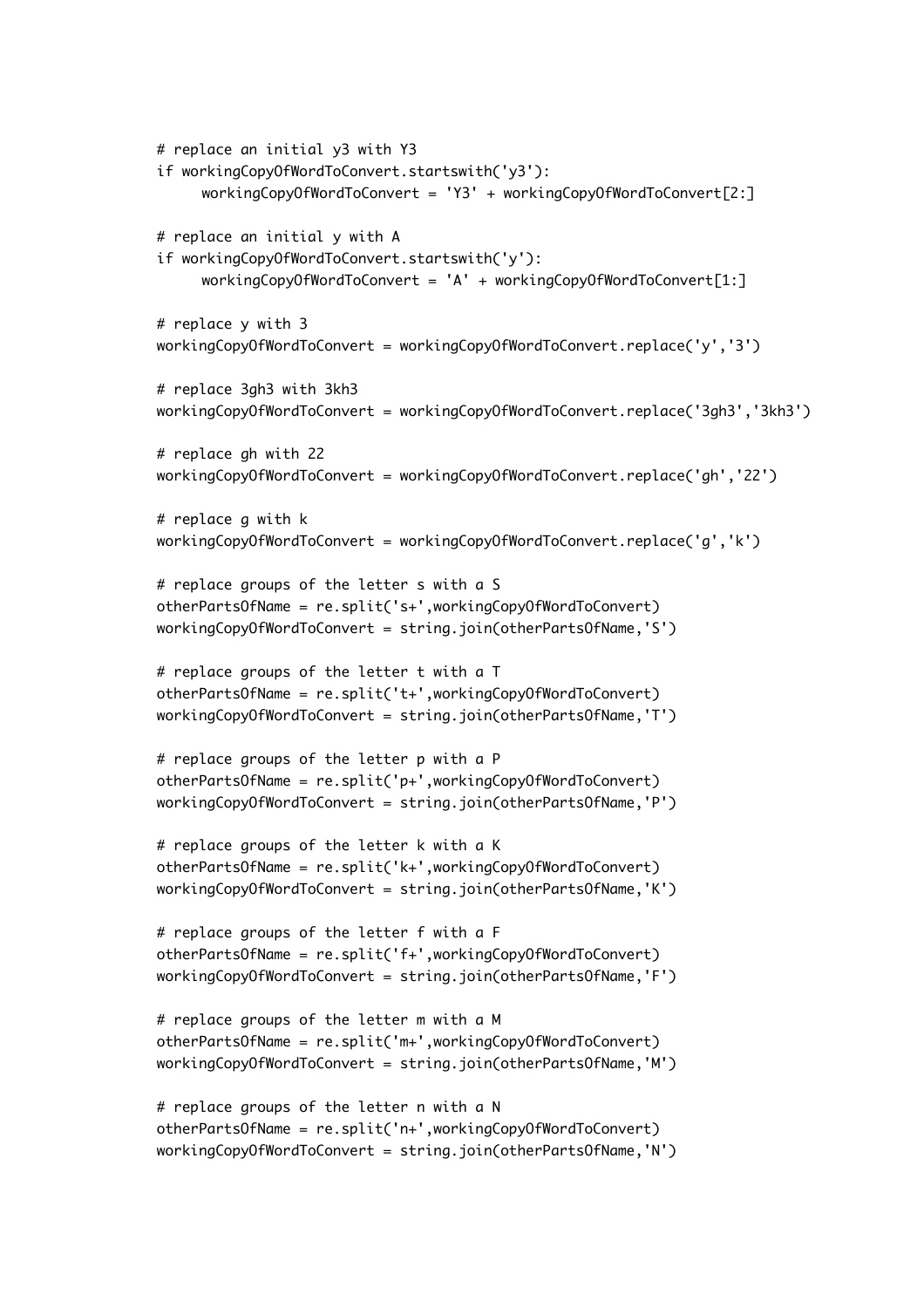```
# replace an initial y3 with Y3
if workingCopyOfWordToConvert.startswith('y3'):
     workingCopyOfWordToConvert = 'Y3' + workingCopyOfWordToConvert[2:]

# replace an initial y with A
if workingCopyOfWordToConvert.startswith('y'):
     workingCopyOfWordToConvert = 'A' + workingCopyOfWordToConvert[1:]

# replace y with 3
workingCopyOfWordToConvert = workingCopyOfWordToConvert.replace('y','3')

# replace 3gh3 with 3kh3
workingCopyOfWordToConvert = workingCopyOfWordToConvert.replace('3gh3','3kh3')

# replace gh with 22
workingCopyOfWordToConvert = workingCopyOfWordToConvert.replace('gh','22')

# replace g with k
workingCopyOfWordToConvert = workingCopyOfWordToConvert.replace('g','k')

# replace groups of the letter s with a S
otherPartsOfName = re.split('s+',workingCopyOfWordToConvert)
workingCopyOfWordToConvert = string.join(otherPartsOfName,'S')

# replace groups of the letter t with a T
otherPartsOfName = re.split('t+',workingCopyOfWordToConvert)
workingCopyOfWordToConvert = string.join(otherPartsOfName,'T')

# replace groups of the letter p with a P
otherPartsOfName = re.split('p+',workingCopyOfWordToConvert)
workingCopyOfWordToConvert = string.join(otherPartsOfName,'P')

# replace groups of the letter k with a K
otherPartsOfName = re.split('k+',workingCopyOfWordToConvert)
workingCopyOfWordToConvert = string.join(otherPartsOfName,'K')

# replace groups of the letter f with a F
otherPartsOfName = re.split('f+',workingCopyOfWordToConvert)
workingCopyOfWordToConvert = string.join(otherPartsOfName,'F')

# replace groups of the letter m with a M
otherPartsOfName = re.split('m+',workingCopyOfWordToConvert)
workingCopyOfWordToConvert = string.join(otherPartsOfName,'M')

# replace groups of the letter n with a N
otherPartsOfName = re.split('n+',workingCopyOfWordToConvert)
workingCopyOfWordToConvert = string.join(otherPartsOfName,'N')
```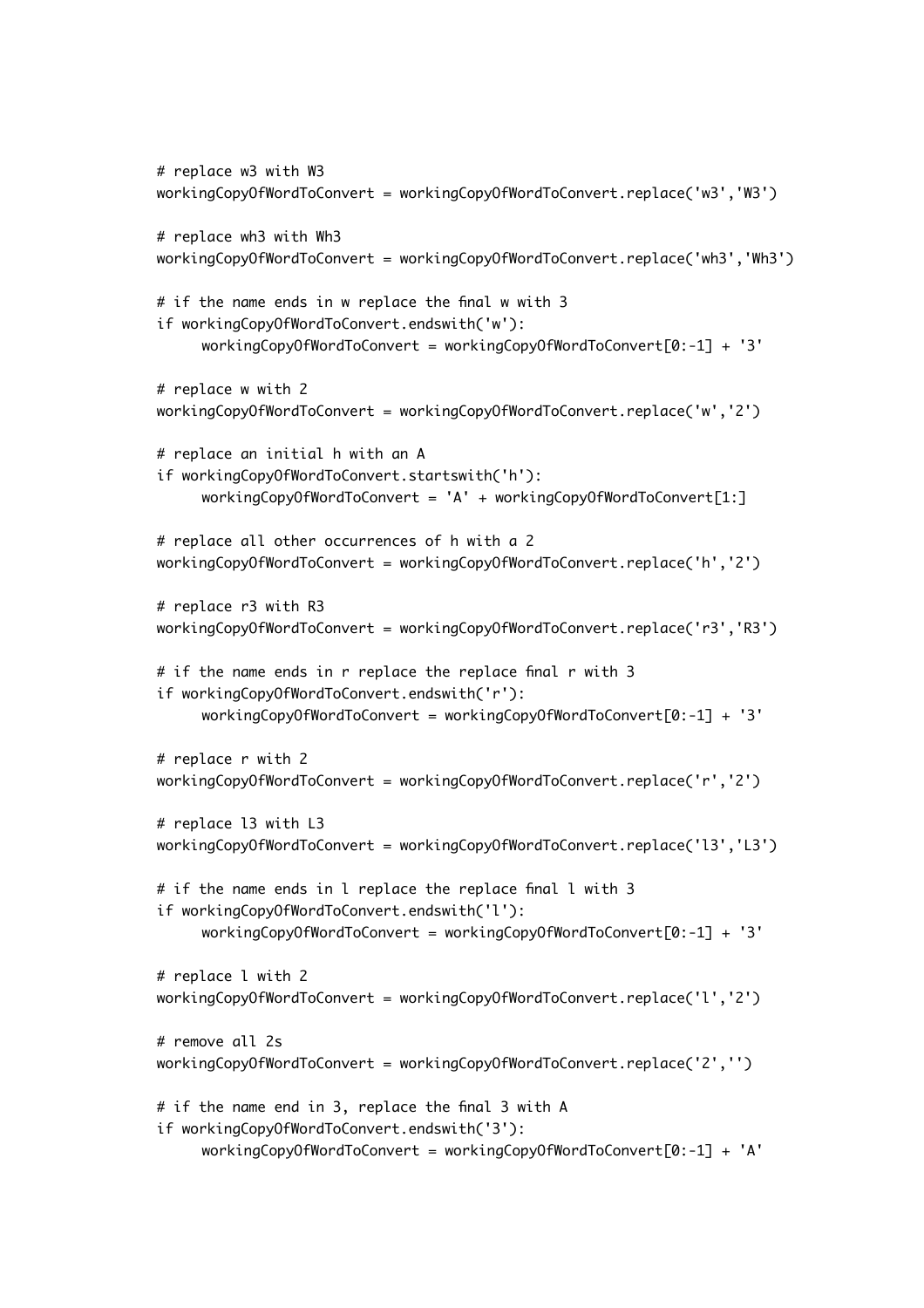```
# replace w3 with W3
workingCopyOfWordToConvert = workingCopyOfWordToConvert.replace('w3','W3')

# replace wh3 with Wh3
workingCopyOfWordToConvert = workingCopyOfWordToConvert.replace('wh3','Wh3')

# if the name ends in w replace the final w with 3
if workingCopyOfWordToConvert.endswith('w'):
     workingCopyOfWordToConvert = workingCopyOfWordToConvert[0:-1] + '3'

# replace w with 2
workingCopyOfWordToConvert = workingCopyOfWordToConvert.replace('w','2')

# replace an initial h with an A
if workingCopyOfWordToConvert.startswith('h'):
     workingCopyOfWordToConvert = 'A' + workingCopyOfWordToConvert[1:]

# replace all other occurrences of h with a 2
workingCopyOfWordToConvert = workingCopyOfWordToConvert.replace('h','2')

# replace r3 with R3
workingCopyOfWordToConvert = workingCopyOfWordToConvert.replace('r3','R3')

# if the name ends in r replace the replace final r with 3
if workingCopyOfWordToConvert.endswith('r'):
     workingCopyOfWordToConvert = workingCopyOfWordToConvert[0:-1] + '3'

# replace r with 2
workingCopyOfWordToConvert = workingCopyOfWordToConvert.replace('r','2')

# replace l3 with L3
workingCopyOfWordToConvert = workingCopyOfWordToConvert.replace('l3','L3')

# if the name ends in l replace the replace final l with 3
if workingCopyOfWordToConvert.endswith('l'):
     workingCopyOfWordToConvert = workingCopyOfWordToConvert[0:-1] + '3'

# replace l with 2
workingCopyOfWordToConvert = workingCopyOfWordToConvert.replace('l','2')

# remove all 2s
workingCopyOfWordToConvert = workingCopyOfWordToConvert.replace('2','')

# if the name end in 3, replace the final 3 with A
if workingCopyOfWordToConvert.endswith('3'):
     workingCopyOfWordToConvert = workingCopyOfWordToConvert[0:-1] + 'A'
```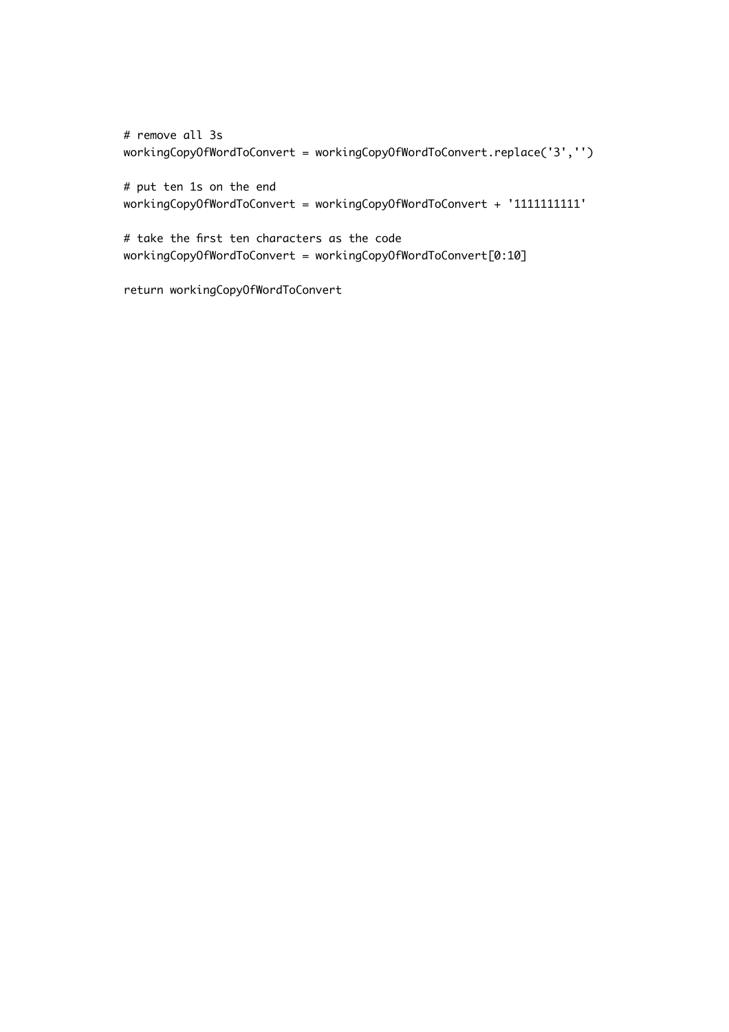```
# remove all 3s
workingCopyOfWordToConvert = workingCopyOfWordToConvert.replace('3','')

# put ten 1s on the end
workingCopyOfWordToConvert = workingCopyOfWordToConvert + '1111111111'

# take the first ten characters as the code
workingCopyOfWordToConvert = workingCopyOfWordToConvert[0:10]

return workingCopyOfWordToConvert
```